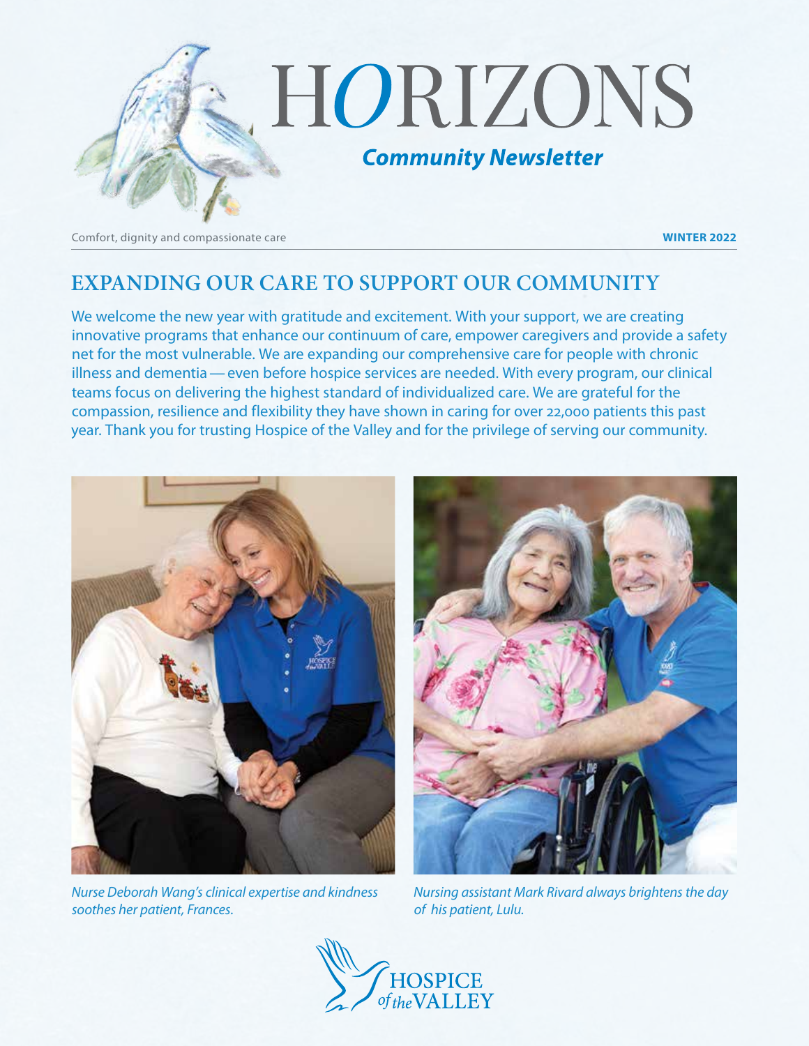# HORIZONS

***Community Newsletter***

Comfort, dignity and compassionate care

**WINTER 2022**

## EXPANDING OUR CARE TO SUPPORT OUR COMMUNITY

We welcome the new year with gratitude and excitement. With your support, we are creating innovative programs that enhance our continuum of care, empower caregivers and provide a safety net for the most vulnerable. We are expanding our comprehensive care for people with chronic illness and dementia — even before hospice services are needed. With every program, our clinical teams focus on delivering the highest standard of individualized care. We are grateful for the compassion, resilience and flexibility they have shown in caring for over 22,000 patients this past year. Thank you for trusting Hospice of the Valley and for the privilege of serving our community.

*Nurse Deborah Wang's clinical expertise and kindness soothes her patient, Frances.*

*Nursing assistant Mark Rivard always brightens the day of his patient, Lulu.*

HOSPICE *of the* VALLEY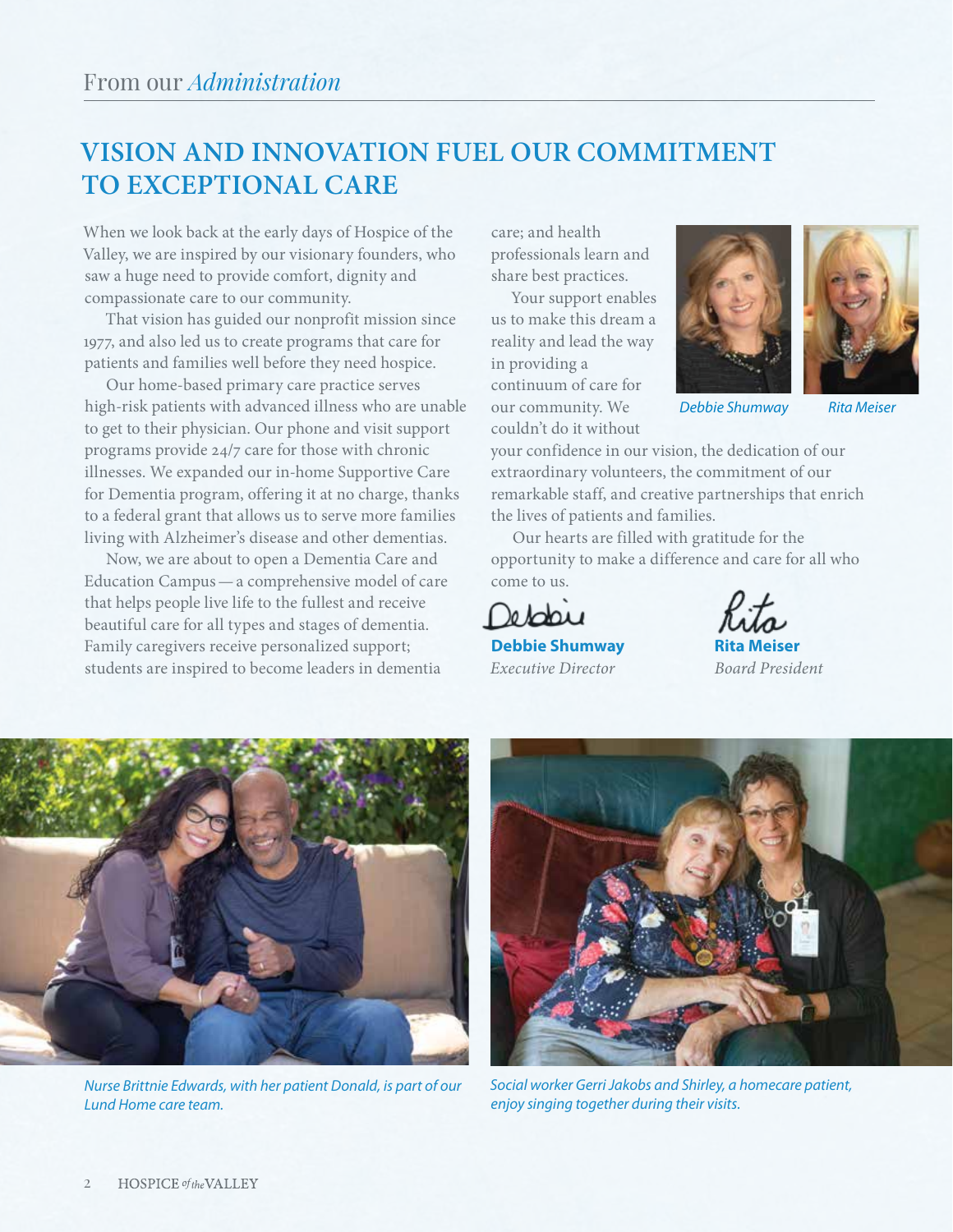From our *Administration*

# VISION AND INNOVATION FUEL OUR COMMITMENT TO EXCEPTIONAL CARE

When we look back at the early days of Hospice of the Valley, we are inspired by our visionary founders, who saw a huge need to provide comfort, dignity and compassionate care to our community.

That vision has guided our nonprofit mission since 1977, and also led us to create programs that care for patients and families well before they need hospice.

Our home-based primary care practice serves high-risk patients with advanced illness who are unable to get to their physician. Our phone and visit support programs provide 24/7 care for those with chronic illnesses. We expanded our in-home Supportive Care for Dementia program, offering it at no charge, thanks to a federal grant that allows us to serve more families living with Alzheimer's disease and other dementias.

Now, we are about to open a Dementia Care and Education Campus — a comprehensive model of care that helps people live life to the fullest and receive beautiful care for all types and stages of dementia. Family caregivers receive personalized support; students are inspired to become leaders in dementia care; and health professionals learn and share best practices.

Your support enables us to make this dream a reality and lead the way in providing a continuum of care for our community. We couldn't do it without your confidence in our vision, the dedication of our extraordinary volunteers, the commitment of our remarkable staff, and creative partnerships that enrich the lives of patients and families.

Our hearts are filled with gratitude for the opportunity to make a difference and care for all who come to us.

*Debbie Shumway* *Rita Meiser*

**Debbie Shumway**
*Executive Director*

**Rita Meiser**
*Board President*

*Nurse Brittnie Edwards, with her patient Donald, is part of our Lund Home care team.*

*Social worker Gerri Jakobs and Shirley, a homecare patient, enjoy singing together during their visits.*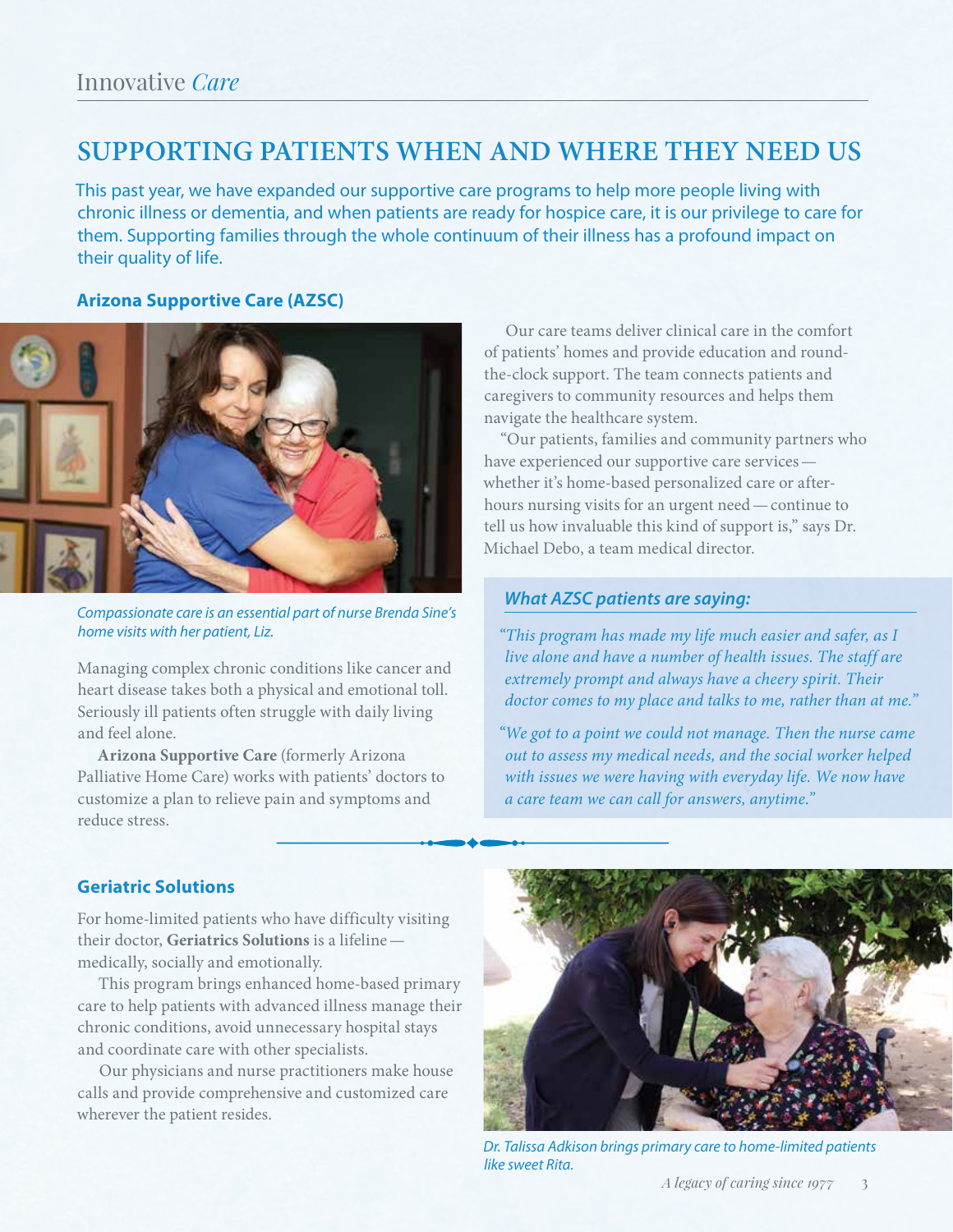Innovative *Care*

# SUPPORTING PATIENTS WHEN AND WHERE THEY NEED US

This past year, we have expanded our supportive care programs to help more people living with chronic illness or dementia, and when patients are ready for hospice care, it is our privilege to care for them. Supporting families through the whole continuum of their illness has a profound impact on their quality of life.

## Arizona Supportive Care (AZSC)

*Compassionate care is an essential part of nurse Brenda Sine's home visits with her patient, Liz.*

Managing complex chronic conditions like cancer and heart disease takes both a physical and emotional toll. Seriously ill patients often struggle with daily living and feel alone.

**Arizona Supportive Care** (formerly Arizona Palliative Home Care) works with patients' doctors to customize a plan to relieve pain and symptoms and reduce stress.

Our care teams deliver clinical care in the comfort of patients' homes and provide education and round-the-clock support. The team connects patients and caregivers to community resources and helps them navigate the healthcare system.

"Our patients, families and community partners who have experienced our supportive care services — whether it's home-based personalized care or after-hours nursing visits for an urgent need — continue to tell us how invaluable this kind of support is," says Dr. Michael Debo, a team medical director.

### *What AZSC patients are saying:*

*"This program has made my life much easier and safer, as I live alone and have a number of health issues. The staff are extremely prompt and always have a cheery spirit. Their doctor comes to my place and talks to me, rather than at me."*

*"We got to a point we could not manage. Then the nurse came out to assess my medical needs, and the social worker helped with issues we were having with everyday life. We now have a care team we can call for answers, anytime."*

## Geriatric Solutions

For home-limited patients who have difficulty visiting their doctor, **Geriatrics Solutions** is a lifeline — medically, socially and emotionally.

This program brings enhanced home-based primary care to help patients with advanced illness manage their chronic conditions, avoid unnecessary hospital stays and coordinate care with other specialists.

Our physicians and nurse practitioners make house calls and provide comprehensive and customized care wherever the patient resides.

*Dr. Talissa Adkison brings primary care to home-limited patients like sweet Rita.*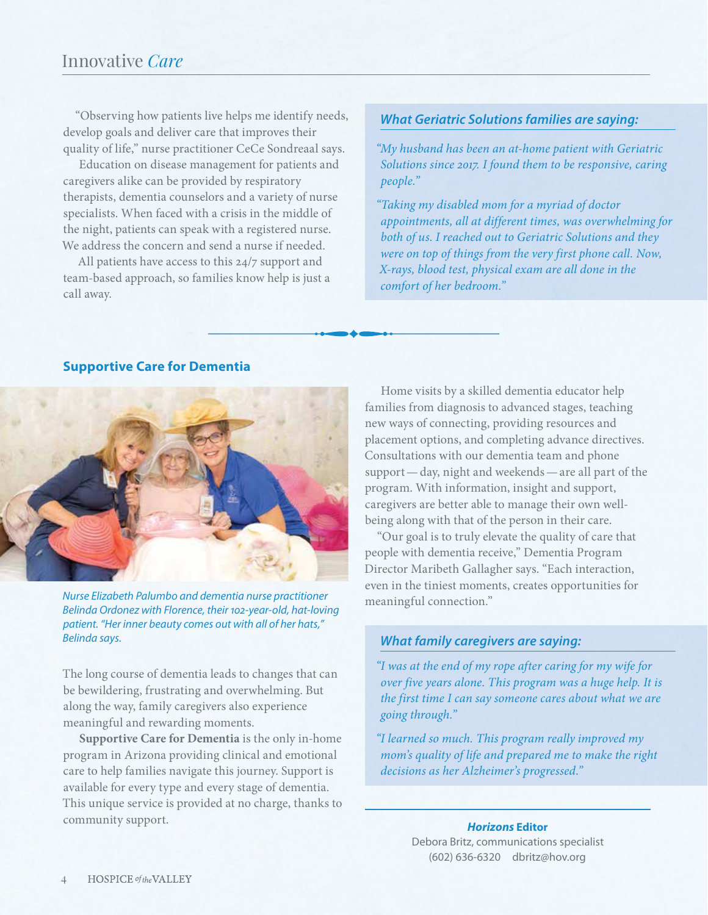## Innovative *Care*

"Observing how patients live helps me identify needs, develop goals and deliver care that improves their quality of life," nurse practitioner CeCe Sondreaal says.

Education on disease management for patients and caregivers alike can be provided by respiratory therapists, dementia counselors and a variety of nurse specialists. When faced with a crisis in the middle of the night, patients can speak with a registered nurse. We address the concern and send a nurse if needed.

All patients have access to this 24/7 support and team-based approach, so families know help is just a call away.

### *What Geriatric Solutions families are saying:*

*"My husband has been an at-home patient with Geriatric Solutions since 2017. I found them to be responsive, caring people."*

*"Taking my disabled mom for a myriad of doctor appointments, all at different times, was overwhelming for both of us. I reached out to Geriatric Solutions and they were on top of things from the very first phone call. Now, X-rays, blood test, physical exam are all done in the comfort of her bedroom."*

### Supportive Care for Dementia

*Nurse Elizabeth Palumbo and dementia nurse practitioner Belinda Ordonez with Florence, their 102-year-old, hat-loving patient. "Her inner beauty comes out with all of her hats," Belinda says.*

The long course of dementia leads to changes that can be bewildering, frustrating and overwhelming. But along the way, family caregivers also experience meaningful and rewarding moments.

**Supportive Care for Dementia** is the only in-home program in Arizona providing clinical and emotional care to help families navigate this journey. Support is available for every type and every stage of dementia. This unique service is provided at no charge, thanks to community support.

Home visits by a skilled dementia educator help families from diagnosis to advanced stages, teaching new ways of connecting, providing resources and placement options, and completing advance directives. Consultations with our dementia team and phone support — day, night and weekends — are all part of the program. With information, insight and support, caregivers are better able to manage their own well-being along with that of the person in their care.

"Our goal is to truly elevate the quality of care that people with dementia receive," Dementia Program Director Maribeth Gallagher says. "Each interaction, even in the tiniest moments, creates opportunities for meaningful connection."

### *What family caregivers are saying:*

*"I was at the end of my rope after caring for my wife for over five years alone. This program was a huge help. It is the first time I can say someone cares about what we are going through."*

*"I learned so much. This program really improved my mom's quality of life and prepared me to make the right decisions as her Alzheimer's progressed."*

***Horizons* Editor**
Debora Britz, communications specialist
(602) 636-6320 dbritz@hov.org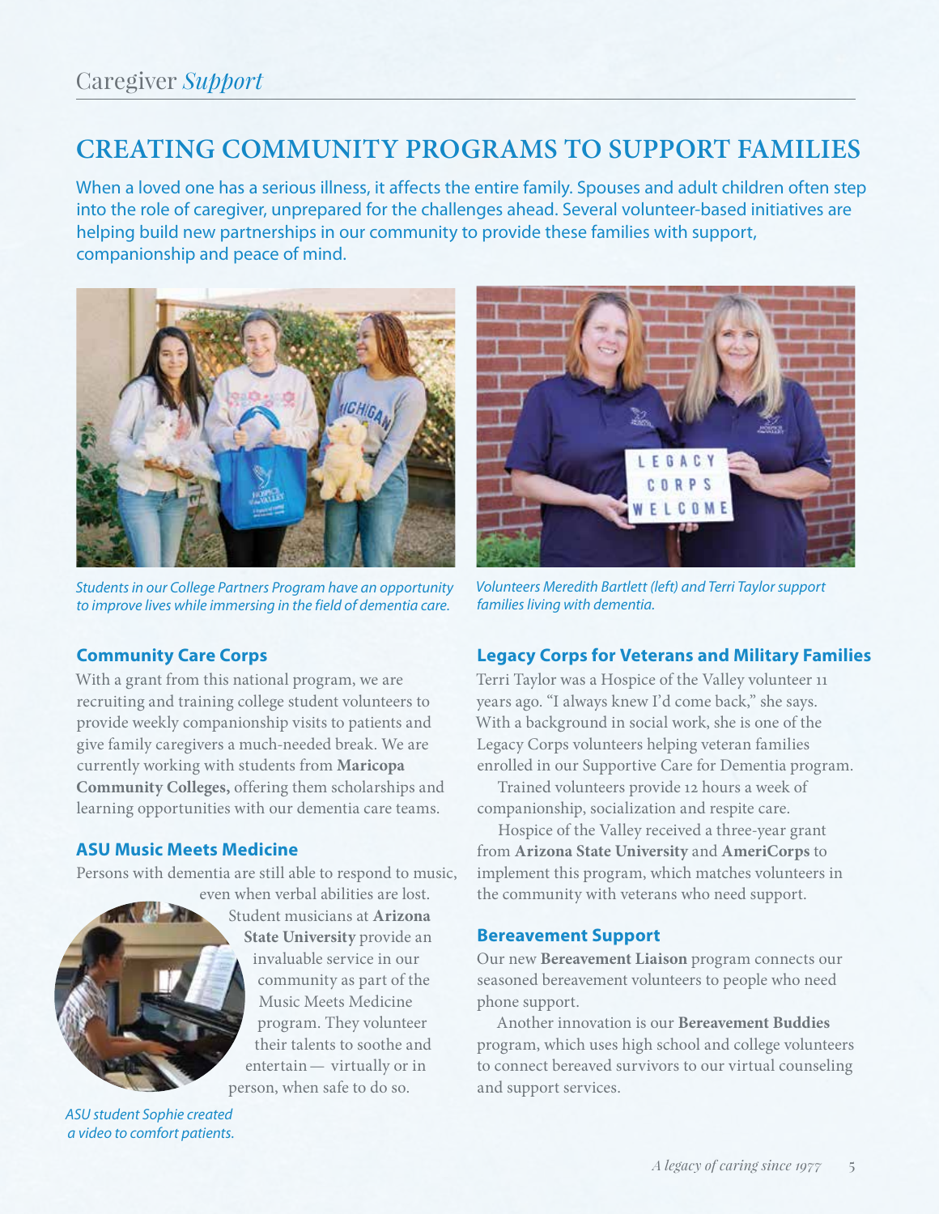## Caregiver *Support*

# CREATING COMMUNITY PROGRAMS TO SUPPORT FAMILIES

When a loved one has a serious illness, it affects the entire family. Spouses and adult children often step into the role of caregiver, unprepared for the challenges ahead. Several volunteer-based initiatives are helping build new partnerships in our community to provide these families with support, companionship and peace of mind.

*Students in our College Partners Program have an opportunity to improve lives while immersing in the field of dementia care.*

*Volunteers Meredith Bartlett (left) and Terri Taylor support families living with dementia.*

### Community Care Corps

With a grant from this national program, we are recruiting and training college student volunteers to provide weekly companionship visits to patients and give family caregivers a much-needed break. We are currently working with students from **Maricopa Community Colleges,** offering them scholarships and learning opportunities with our dementia care teams.

### ASU Music Meets Medicine

Persons with dementia are still able to respond to music, even when verbal abilities are lost. Student musicians at **Arizona State University** provide an invaluable service in our community as part of the Music Meets Medicine program. They volunteer their talents to soothe and entertain— virtually or in person, when safe to do so.

*ASU student Sophie created a video to comfort patients.*

### Legacy Corps for Veterans and Military Families

Terri Taylor was a Hospice of the Valley volunteer 11 years ago. "I always knew I'd come back," she says. With a background in social work, she is one of the Legacy Corps volunteers helping veteran families enrolled in our Supportive Care for Dementia program.

Trained volunteers provide 12 hours a week of companionship, socialization and respite care.

Hospice of the Valley received a three-year grant from **Arizona State University** and **AmeriCorps** to implement this program, which matches volunteers in the community with veterans who need support.

### Bereavement Support

Our new **Bereavement Liaison** program connects our seasoned bereavement volunteers to people who need phone support.

Another innovation is our **Bereavement Buddies** program, which uses high school and college volunteers to connect bereaved survivors to our virtual counseling and support services.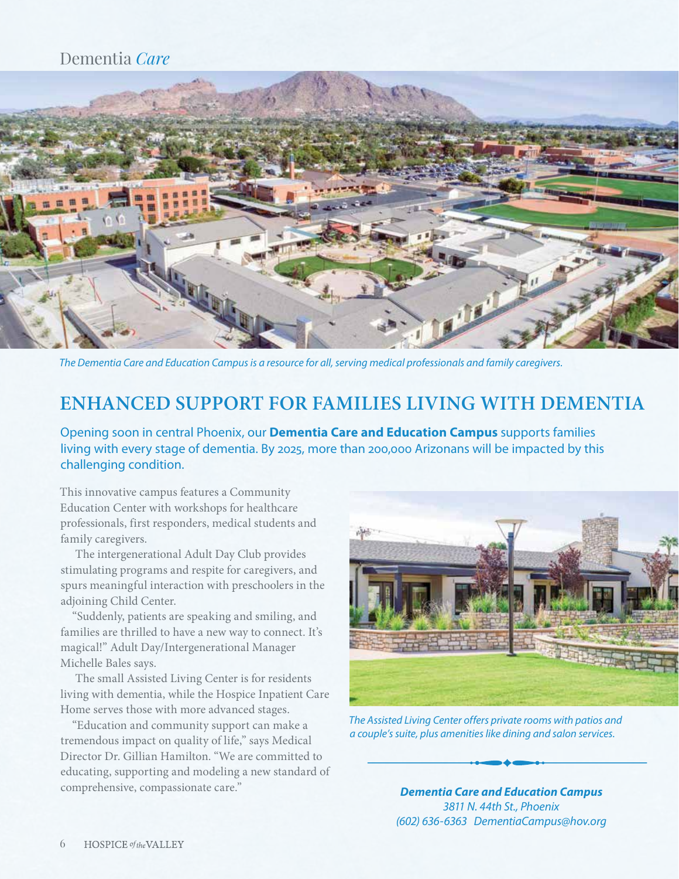Dementia *Care*

*The Dementia Care and Education Campus is a resource for all, serving medical professionals and family caregivers.*

## ENHANCED SUPPORT FOR FAMILIES LIVING WITH DEMENTIA

Opening soon in central Phoenix, our **Dementia Care and Education Campus** supports families living with every stage of dementia. By 2025, more than 200,000 Arizonans will be impacted by this challenging condition.

This innovative campus features a Community Education Center with workshops for healthcare professionals, first responders, medical students and family caregivers.

The intergenerational Adult Day Club provides stimulating programs and respite for caregivers, and spurs meaningful interaction with preschoolers in the adjoining Child Center.

"Suddenly, patients are speaking and smiling, and families are thrilled to have a new way to connect. It's magical!" Adult Day/Intergenerational Manager Michelle Bales says.

The small Assisted Living Center is for residents living with dementia, while the Hospice Inpatient Care Home serves those with more advanced stages.

"Education and community support can make a tremendous impact on quality of life," says Medical Director Dr. Gillian Hamilton. "We are committed to educating, supporting and modeling a new standard of comprehensive, compassionate care."

*The Assisted Living Center offers private rooms with patios and a couple's suite, plus amenities like dining and salon services.*

***Dementia Care and Education Campus***  
*3811 N. 44th St., Phoenix*  
*(602) 636-6363 DementiaCampus@hov.org*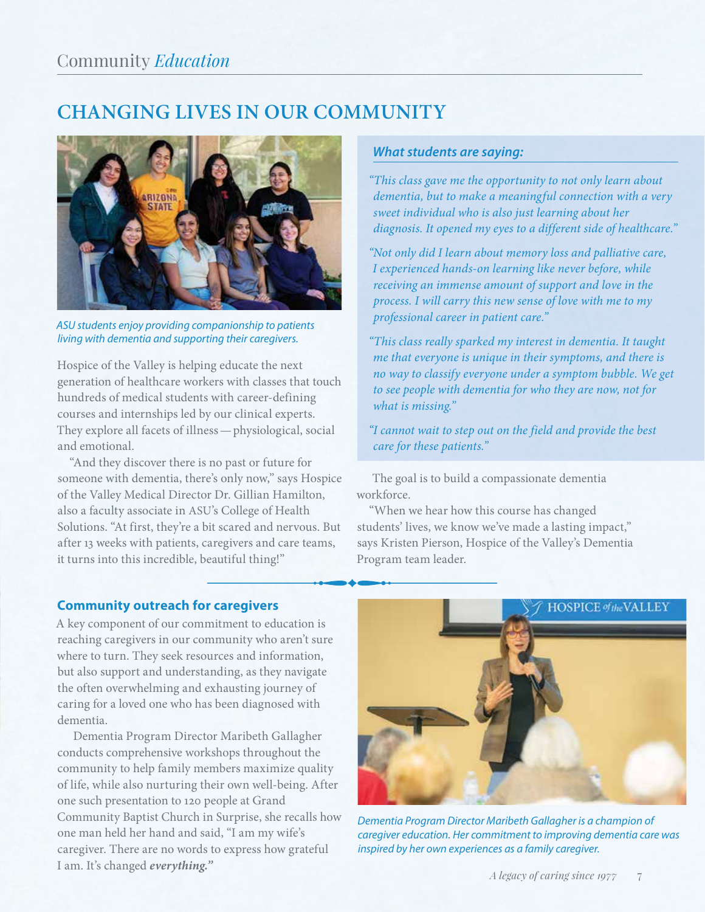## Community *Education*

# CHANGING LIVES IN OUR COMMUNITY

*ASU students enjoy providing companionship to patients living with dementia and supporting their caregivers.*

Hospice of the Valley is helping educate the next generation of healthcare workers with classes that touch hundreds of medical students with career-defining courses and internships led by our clinical experts. They explore all facets of illness — physiological, social and emotional.

"And they discover there is no past or future for someone with dementia, there's only now," says Hospice of the Valley Medical Director Dr. Gillian Hamilton, also a faculty associate in ASU's College of Health Solutions. "At first, they're a bit scared and nervous. But after 13 weeks with patients, caregivers and care teams, it turns into this incredible, beautiful thing!"

### *What students are saying:*

*"This class gave me the opportunity to not only learn about dementia, but to make a meaningful connection with a very sweet individual who is also just learning about her diagnosis. It opened my eyes to a different side of healthcare."*

*"Not only did I learn about memory loss and palliative care, I experienced hands-on learning like never before, while receiving an immense amount of support and love in the process. I will carry this new sense of love with me to my professional career in patient care."*

*"This class really sparked my interest in dementia. It taught me that everyone is unique in their symptoms, and there is no way to classify everyone under a symptom bubble. We get to see people with dementia for who they are now, not for what is missing."*

*"I cannot wait to step out on the field and provide the best care for these patients."*

The goal is to build a compassionate dementia workforce.

"When we hear how this course has changed students' lives, we know we've made a lasting impact," says Kristen Pierson, Hospice of the Valley's Dementia Program team leader.

### Community outreach for caregivers

A key component of our commitment to education is reaching caregivers in our community who aren't sure where to turn. They seek resources and information, but also support and understanding, as they navigate the often overwhelming and exhausting journey of caring for a loved one who has been diagnosed with dementia.

Dementia Program Director Maribeth Gallagher conducts comprehensive workshops throughout the community to help family members maximize quality of life, while also nurturing their own well-being. After one such presentation to 120 people at Grand Community Baptist Church in Surprise, she recalls how one man held her hand and said, "I am my wife's caregiver. There are no words to express how grateful I am. It's changed ***everything."***

*Dementia Program Director Maribeth Gallagher is a champion of caregiver education. Her commitment to improving dementia care was inspired by her own experiences as a family caregiver.*

*A legacy of caring since 1977*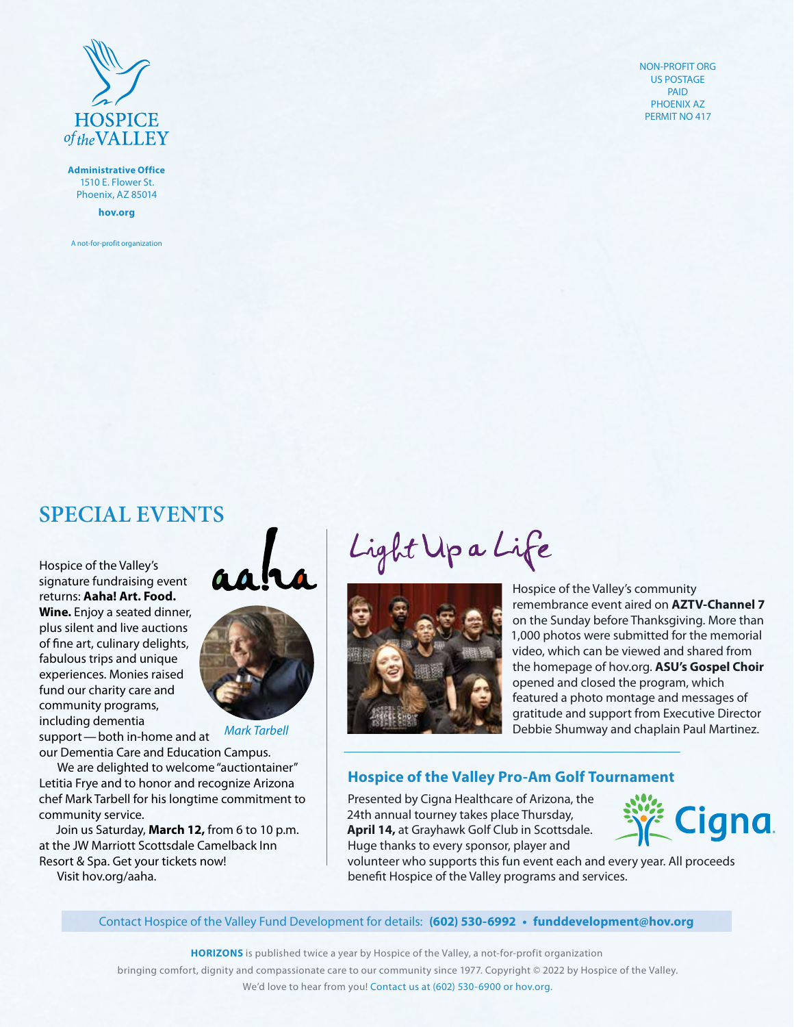HOSPICE *of the* VALLEY

**Administrative Office**
1510 E. Flower St.
Phoenix, AZ 85014

**hov.org**

A not-for-profit organization

NON-PROFIT ORG
US POSTAGE
PAID
PHOENIX AZ
PERMIT NO 417

## SPECIAL EVENTS

aaha

Hospice of the Valley's signature fundraising event returns: **Aaha! Art. Food. Wine.** Enjoy a seated dinner, plus silent and live auctions of fine art, culinary delights, fabulous trips and unique experiences. Monies raised fund our charity care and community programs, including dementia support — both in-home and at our Dementia Care and Education Campus.

*Mark Tarbell*

We are delighted to welcome "auctiontainer" Letitia Frye and to honor and recognize Arizona chef Mark Tarbell for his longtime commitment to community service.

Join us Saturday, **March 12,** from 6 to 10 p.m. at the JW Marriott Scottsdale Camelback Inn Resort & Spa. Get your tickets now!

Visit hov.org/aaha.

### Light Up a Life

Hospice of the Valley's community remembrance event aired on **AZTV-Channel 7** on the Sunday before Thanksgiving. More than 1,000 photos were submitted for the memorial video, which can be viewed and shared from the homepage of hov.org. **ASU's Gospel Choir** opened and closed the program, which featured a photo montage and messages of gratitude and support from Executive Director Debbie Shumway and chaplain Paul Martinez.

### Hospice of the Valley Pro-Am Golf Tournament

Cigna.

Presented by Cigna Healthcare of Arizona, the 24th annual tourney takes place Thursday, **April 14,** at Grayhawk Golf Club in Scottsdale. Huge thanks to every sponsor, player and volunteer who supports this fun event each and every year. All proceeds benefit Hospice of the Valley programs and services.

Contact Hospice of the Valley Fund Development for details: **(602) 530-6992 • funddevelopment@hov.org**

**HORIZONS** is published twice a year by Hospice of the Valley, a not-for-profit organization bringing comfort, dignity and compassionate care to our community since 1977. Copyright © 2022 by Hospice of the Valley. We'd love to hear from you! Contact us at (602) 530-6900 or hov.org.